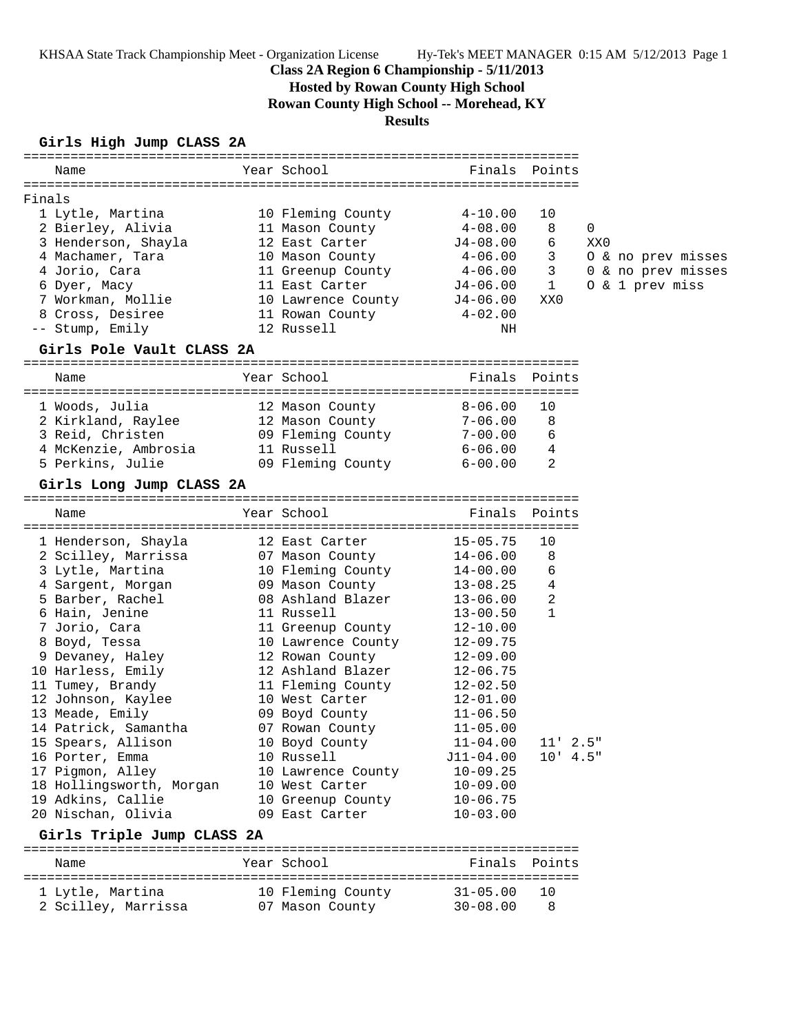# Class 2A Region 6 Championship - 5/11/2013

**Hosted by Rowan County High School**

**Rowan County High School -- Morehead, KY**

**Results**

## Girls High Jump CLASS 2A

Finals

| Place | Name | Year | School | Finals | Points | |
|---|---|---|---|---|---|---|
| 1 | Lytle, Martina | 10 | Fleming County | 4-10.00 | 10 | |
| 2 | Bierley, Alivia | 11 | Mason County | 4-08.00 | 8 | 0 |
| 3 | Henderson, Shayla | 12 | East Carter | J4-08.00 | 6 | XX0 |
| 4 | Machamer, Tara | 10 | Mason County | 4-06.00 | 3 | O & no prev misses |
| 4 | Jorio, Cara | 11 | Greenup County | 4-06.00 | 3 | 0 & no prev misses |
| 6 | Dyer, Macy | 11 | East Carter | J4-06.00 | 1 | O & 1 prev miss |
| 7 | Workman, Mollie | 10 | Lawrence County | J4-06.00 | XX0 | |
| 8 | Cross, Desiree | 11 | Rowan County | 4-02.00 | | |
| -- | Stump, Emily | 12 | Russell | NH | | |

## Girls Pole Vault CLASS 2A

| Place | Name | Year | School | Finals | Points |
|---|---|---|---|---|---|
| 1 | Woods, Julia | 12 | Mason County | 8-06.00 | 10 |
| 2 | Kirkland, Raylee | 12 | Mason County | 7-06.00 | 8 |
| 3 | Reid, Christen | 09 | Fleming County | 7-00.00 | 6 |
| 4 | McKenzie, Ambrosia | 11 | Russell | 6-06.00 | 4 |
| 5 | Perkins, Julie | 09 | Fleming County | 6-00.00 | 2 |

## Girls Long Jump CLASS 2A

| Place | Name | Year | School | Finals | Points |
|---|---|---|---|---|---|
| 1 | Henderson, Shayla | 12 | East Carter | 15-05.75 | 10 |
| 2 | Scilley, Marrissa | 07 | Mason County | 14-06.00 | 8 |
| 3 | Lytle, Martina | 10 | Fleming County | 14-00.00 | 6 |
| 4 | Sargent, Morgan | 09 | Mason County | 13-08.25 | 4 |
| 5 | Barber, Rachel | 08 | Ashland Blazer | 13-06.00 | 2 |
| 6 | Hain, Jenine | 11 | Russell | 13-00.50 | 1 |
| 7 | Jorio, Cara | 11 | Greenup County | 12-10.00 | |
| 8 | Boyd, Tessa | 10 | Lawrence County | 12-09.75 | |
| 9 | Devaney, Haley | 12 | Rowan County | 12-09.00 | |
| 10 | Harless, Emily | 12 | Ashland Blazer | 12-06.75 | |
| 11 | Tumey, Brandy | 11 | Fleming County | 12-02.50 | |
| 12 | Johnson, Kaylee | 10 | West Carter | 12-01.00 | |
| 13 | Meade, Emily | 09 | Boyd County | 11-06.50 | |
| 14 | Patrick, Samantha | 07 | Rowan County | 11-05.00 | |
| 15 | Spears, Allison | 10 | Boyd County | 11-04.00 | 11' 2.5" |
| 16 | Porter, Emma | 10 | Russell | J11-04.00 | 10' 4.5" |
| 17 | Pigmon, Alley | 10 | Lawrence County | 10-09.25 | |
| 18 | Hollingsworth, Morgan | 10 | West Carter | 10-09.00 | |
| 19 | Adkins, Callie | 10 | Greenup County | 10-06.75 | |
| 20 | Nischan, Olivia | 09 | East Carter | 10-03.00 | |

## Girls Triple Jump CLASS 2A

| Place | Name | Year | School | Finals | Points |
|---|---|---|---|---|---|
| 1 | Lytle, Martina | 10 | Fleming County | 31-05.00 | 10 |
| 2 | Scilley, Marrissa | 07 | Mason County | 30-08.00 | 8 |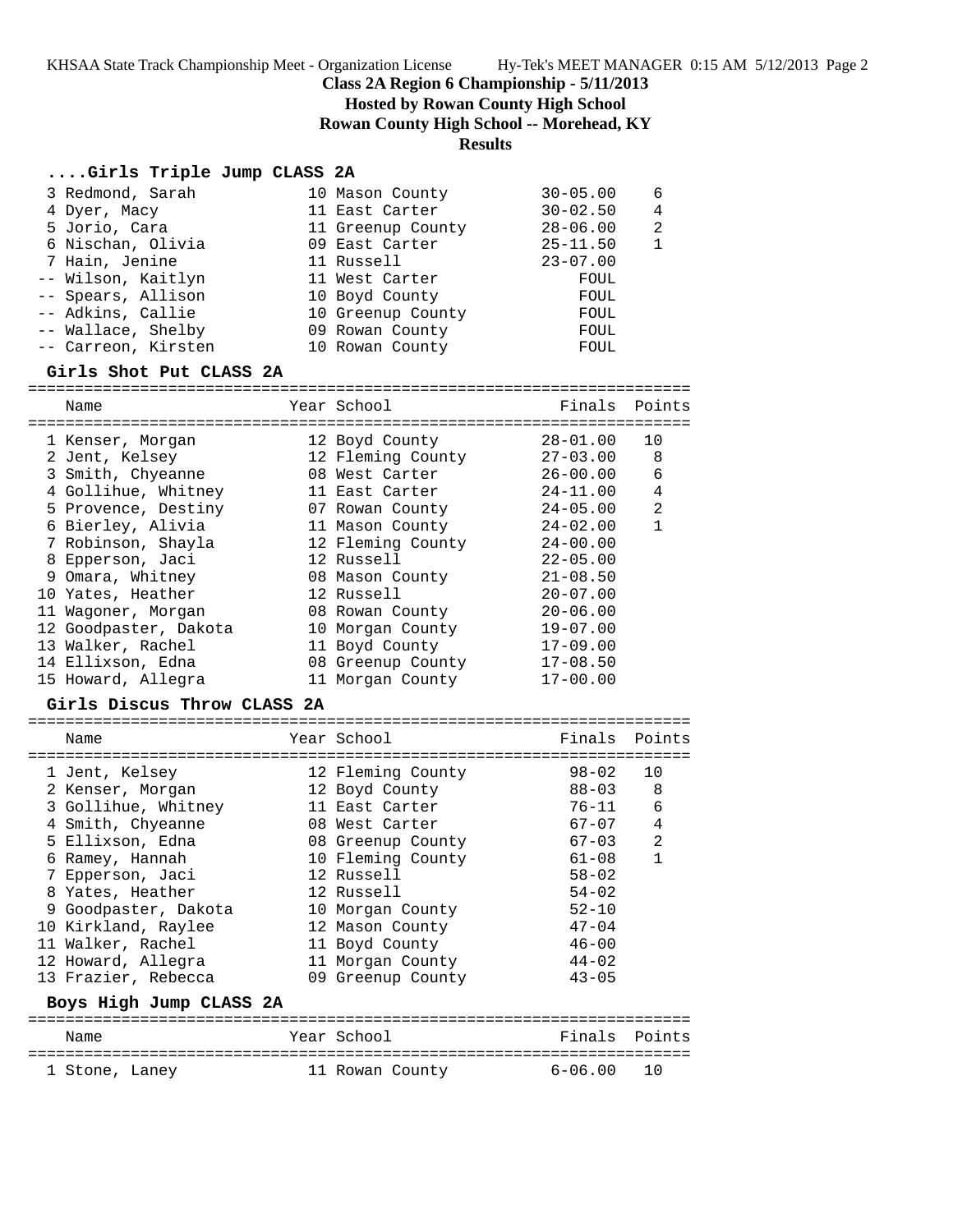## Class 2A Region 6 Championship - 5/11/2013

**Hosted by Rowan County High School**

**Rowan County High School -- Morehead, KY**

**Results**

### ....Girls Triple Jump CLASS 2A

| Place | Name | Year | School | Finals | Points |
|---|---|---|---|---|---|
| 3 | Redmond, Sarah | 10 | Mason County | 30-05.00 | 6 |
| 4 | Dyer, Macy | 11 | East Carter | 30-02.50 | 4 |
| 5 | Jorio, Cara | 11 | Greenup County | 28-06.00 | 2 |
| 6 | Nischan, Olivia | 09 | East Carter | 25-11.50 | 1 |
| 7 | Hain, Jenine | 11 | Russell | 23-07.00 | |
| -- | Wilson, Kaitlyn | 11 | West Carter | FOUL | |
| -- | Spears, Allison | 10 | Boyd County | FOUL | |
| -- | Adkins, Callie | 10 | Greenup County | FOUL | |
| -- | Wallace, Shelby | 09 | Rowan County | FOUL | |
| -- | Carreon, Kirsten | 10 | Rowan County | FOUL | |

### Girls Shot Put CLASS 2A

| Place | Name | Year | School | Finals | Points |
|---|---|---|---|---|---|
| 1 | Kenser, Morgan | 12 | Boyd County | 28-01.00 | 10 |
| 2 | Jent, Kelsey | 12 | Fleming County | 27-03.00 | 8 |
| 3 | Smith, Chyeanne | 08 | West Carter | 26-00.00 | 6 |
| 4 | Gollihue, Whitney | 11 | East Carter | 24-11.00 | 4 |
| 5 | Provence, Destiny | 07 | Rowan County | 24-05.00 | 2 |
| 6 | Bierley, Alivia | 11 | Mason County | 24-02.00 | 1 |
| 7 | Robinson, Shayla | 12 | Fleming County | 24-00.00 | |
| 8 | Epperson, Jaci | 12 | Russell | 22-05.00 | |
| 9 | Omara, Whitney | 08 | Mason County | 21-08.50 | |
| 10 | Yates, Heather | 12 | Russell | 20-07.00 | |
| 11 | Wagoner, Morgan | 08 | Rowan County | 20-06.00 | |
| 12 | Goodpaster, Dakota | 10 | Morgan County | 19-07.00 | |
| 13 | Walker, Rachel | 11 | Boyd County | 17-09.00 | |
| 14 | Ellixson, Edna | 08 | Greenup County | 17-08.50 | |
| 15 | Howard, Allegra | 11 | Morgan County | 17-00.00 | |

### Girls Discus Throw CLASS 2A

| Place | Name | Year | School | Finals | Points |
|---|---|---|---|---|---|
| 1 | Jent, Kelsey | 12 | Fleming County | 98-02 | 10 |
| 2 | Kenser, Morgan | 12 | Boyd County | 88-03 | 8 |
| 3 | Gollihue, Whitney | 11 | East Carter | 76-11 | 6 |
| 4 | Smith, Chyeanne | 08 | West Carter | 67-07 | 4 |
| 5 | Ellixson, Edna | 08 | Greenup County | 67-03 | 2 |
| 6 | Ramey, Hannah | 10 | Fleming County | 61-08 | 1 |
| 7 | Epperson, Jaci | 12 | Russell | 58-02 | |
| 8 | Yates, Heather | 12 | Russell | 54-02 | |
| 9 | Goodpaster, Dakota | 10 | Morgan County | 52-10 | |
| 10 | Kirkland, Raylee | 12 | Mason County | 47-04 | |
| 11 | Walker, Rachel | 11 | Boyd County | 46-00 | |
| 12 | Howard, Allegra | 11 | Morgan County | 44-02 | |
| 13 | Frazier, Rebecca | 09 | Greenup County | 43-05 | |

### Boys High Jump CLASS 2A

| Place | Name | Year | School | Finals | Points |
|---|---|---|---|---|---|
| 1 | Stone, Laney | 11 | Rowan County | 6-06.00 | 10 |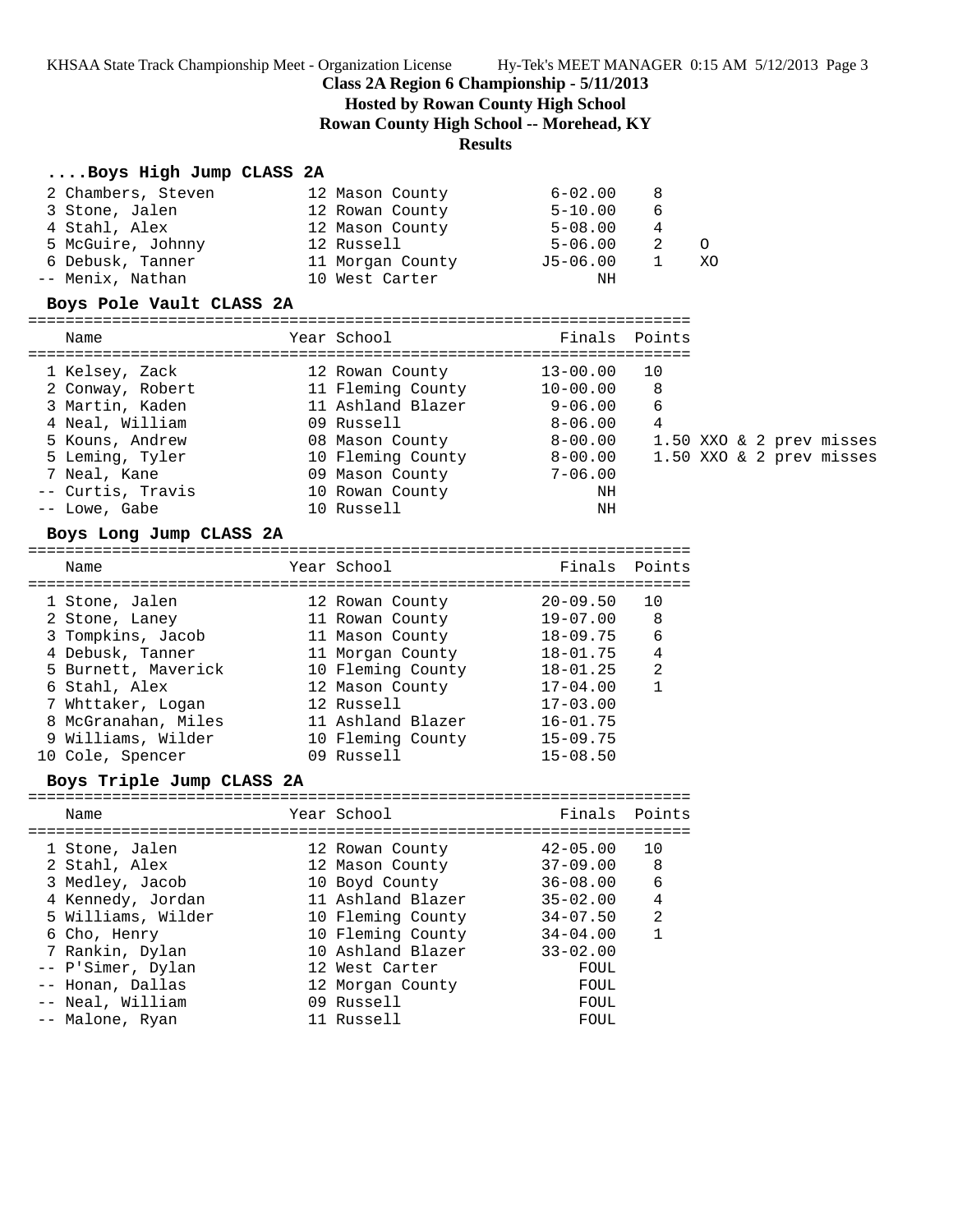## Class 2A Region 6 Championship - 5/11/2013

**Hosted by Rowan County High School**

**Rowan County High School -- Morehead, KY**

**Results**

### ....Boys High Jump CLASS 2A

| Name | Year | School | Finals | Points | |
|---|---|---|---|---|---|
| 2 Chambers, Steven | 12 | Mason County | 6-02.00 | 8 | |
| 3 Stone, Jalen | 12 | Rowan County | 5-10.00 | 6 | |
| 4 Stahl, Alex | 12 | Mason County | 5-08.00 | 4 | |
| 5 McGuire, Johnny | 12 | Russell | 5-06.00 | 2 | O |
| 6 Debusk, Tanner | 11 | Morgan County | J5-06.00 | 1 | XO |
| -- Menix, Nathan | 10 | West Carter | NH | | |

### Boys Pole Vault CLASS 2A

| Name | Year | School | Finals | Points | |
|---|---|---|---|---|---|
| 1 Kelsey, Zack | 12 | Rowan County | 13-00.00 | 10 | |
| 2 Conway, Robert | 11 | Fleming County | 10-00.00 | 8 | |
| 3 Martin, Kaden | 11 | Ashland Blazer | 9-06.00 | 6 | |
| 4 Neal, William | 09 | Russell | 8-06.00 | 4 | |
| 5 Kouns, Andrew | 08 | Mason County | 8-00.00 | 1.50 | XXO & 2 prev misses |
| 5 Leming, Tyler | 10 | Fleming County | 8-00.00 | 1.50 | XXO & 2 prev misses |
| 7 Neal, Kane | 09 | Mason County | 7-06.00 | | |
| -- Curtis, Travis | 10 | Rowan County | NH | | |
| -- Lowe, Gabe | 10 | Russell | NH | | |

### Boys Long Jump CLASS 2A

| Name | Year | School | Finals | Points |
|---|---|---|---|---|
| 1 Stone, Jalen | 12 | Rowan County | 20-09.50 | 10 |
| 2 Stone, Laney | 11 | Rowan County | 19-07.00 | 8 |
| 3 Tompkins, Jacob | 11 | Mason County | 18-09.75 | 6 |
| 4 Debusk, Tanner | 11 | Morgan County | 18-01.75 | 4 |
| 5 Burnett, Maverick | 10 | Fleming County | 18-01.25 | 2 |
| 6 Stahl, Alex | 12 | Mason County | 17-04.00 | 1 |
| 7 Whttaker, Logan | 12 | Russell | 17-03.00 | |
| 8 McGranahan, Miles | 11 | Ashland Blazer | 16-01.75 | |
| 9 Williams, Wilder | 10 | Fleming County | 15-09.75 | |
| 10 Cole, Spencer | 09 | Russell | 15-08.50 | |

### Boys Triple Jump CLASS 2A

| Name | Year | School | Finals | Points |
|---|---|---|---|---|
| 1 Stone, Jalen | 12 | Rowan County | 42-05.00 | 10 |
| 2 Stahl, Alex | 12 | Mason County | 37-09.00 | 8 |
| 3 Medley, Jacob | 10 | Boyd County | 36-08.00 | 6 |
| 4 Kennedy, Jordan | 11 | Ashland Blazer | 35-02.00 | 4 |
| 5 Williams, Wilder | 10 | Fleming County | 34-07.50 | 2 |
| 6 Cho, Henry | 10 | Fleming County | 34-04.00 | 1 |
| 7 Rankin, Dylan | 10 | Ashland Blazer | 33-02.00 | |
| -- P'Simer, Dylan | 12 | West Carter | FOUL | |
| -- Honan, Dallas | 12 | Morgan County | FOUL | |
| -- Neal, William | 09 | Russell | FOUL | |
| -- Malone, Ryan | 11 | Russell | FOUL | |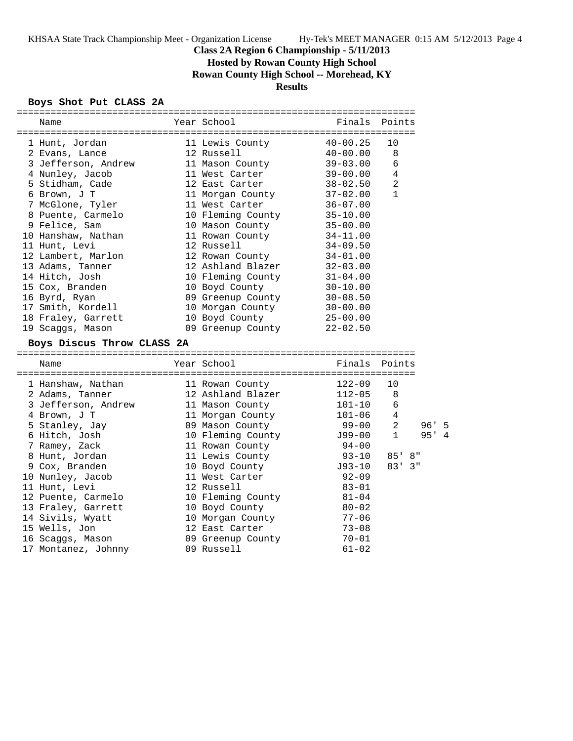# Class 2A Region 6 Championship - 5/11/2013

**Hosted by Rowan County High School**

**Rowan County High School -- Morehead, KY**

**Results**

## Boys Shot Put CLASS 2A

| Place | Name | Year | School | Finals | Points |
|---|---|---|---|---|---|
| 1 | Hunt, Jordan | 11 | Lewis County | 40-00.25 | 10 |
| 2 | Evans, Lance | 12 | Russell | 40-00.00 | 8 |
| 3 | Jefferson, Andrew | 11 | Mason County | 39-03.00 | 6 |
| 4 | Nunley, Jacob | 11 | West Carter | 39-00.00 | 4 |
| 5 | Stidham, Cade | 12 | East Carter | 38-02.50 | 2 |
| 6 | Brown, J T | 11 | Morgan County | 37-02.00 | 1 |
| 7 | McGlone, Tyler | 11 | West Carter | 36-07.00 | |
| 8 | Puente, Carmelo | 10 | Fleming County | 35-10.00 | |
| 9 | Felice, Sam | 10 | Mason County | 35-00.00 | |
| 10 | Hanshaw, Nathan | 11 | Rowan County | 34-11.00 | |
| 11 | Hunt, Levi | 12 | Russell | 34-09.50 | |
| 12 | Lambert, Marlon | 12 | Rowan County | 34-01.00 | |
| 13 | Adams, Tanner | 12 | Ashland Blazer | 32-03.00 | |
| 14 | Hitch, Josh | 10 | Fleming County | 31-04.00 | |
| 15 | Cox, Branden | 10 | Boyd County | 30-10.00 | |
| 16 | Byrd, Ryan | 09 | Greenup County | 30-08.50 | |
| 17 | Smith, Kordell | 10 | Morgan County | 30-00.00 | |
| 18 | Fraley, Garrett | 10 | Boyd County | 25-00.00 | |
| 19 | Scaggs, Mason | 09 | Greenup County | 22-02.50 | |

## Boys Discus Throw CLASS 2A

| Place | Name | Year | School | Finals | Points | |
|---|---|---|---|---|---|---|
| 1 | Hanshaw, Nathan | 11 | Rowan County | 122-09 | 10 | |
| 2 | Adams, Tanner | 12 | Ashland Blazer | 112-05 | 8 | |
| 3 | Jefferson, Andrew | 11 | Mason County | 101-10 | 6 | |
| 4 | Brown, J T | 11 | Morgan County | 101-06 | 4 | |
| 5 | Stanley, Jay | 09 | Mason County | 99-00 | 2 | 96' 5 |
| 6 | Hitch, Josh | 10 | Fleming County | J99-00 | 1 | 95' 4 |
| 7 | Ramey, Zack | 11 | Rowan County | 94-00 | | |
| 8 | Hunt, Jordan | 11 | Lewis County | 93-10 | 85' 8" | |
| 9 | Cox, Branden | 10 | Boyd County | J93-10 | 83' 3" | |
| 10 | Nunley, Jacob | 11 | West Carter | 92-09 | | |
| 11 | Hunt, Levi | 12 | Russell | 83-01 | | |
| 12 | Puente, Carmelo | 10 | Fleming County | 81-04 | | |
| 13 | Fraley, Garrett | 10 | Boyd County | 80-02 | | |
| 14 | Sivils, Wyatt | 10 | Morgan County | 77-06 | | |
| 15 | Wells, Jon | 12 | East Carter | 73-08 | | |
| 16 | Scaggs, Mason | 09 | Greenup County | 70-01 | | |
| 17 | Montanez, Johnny | 09 | Russell | 61-02 | | |